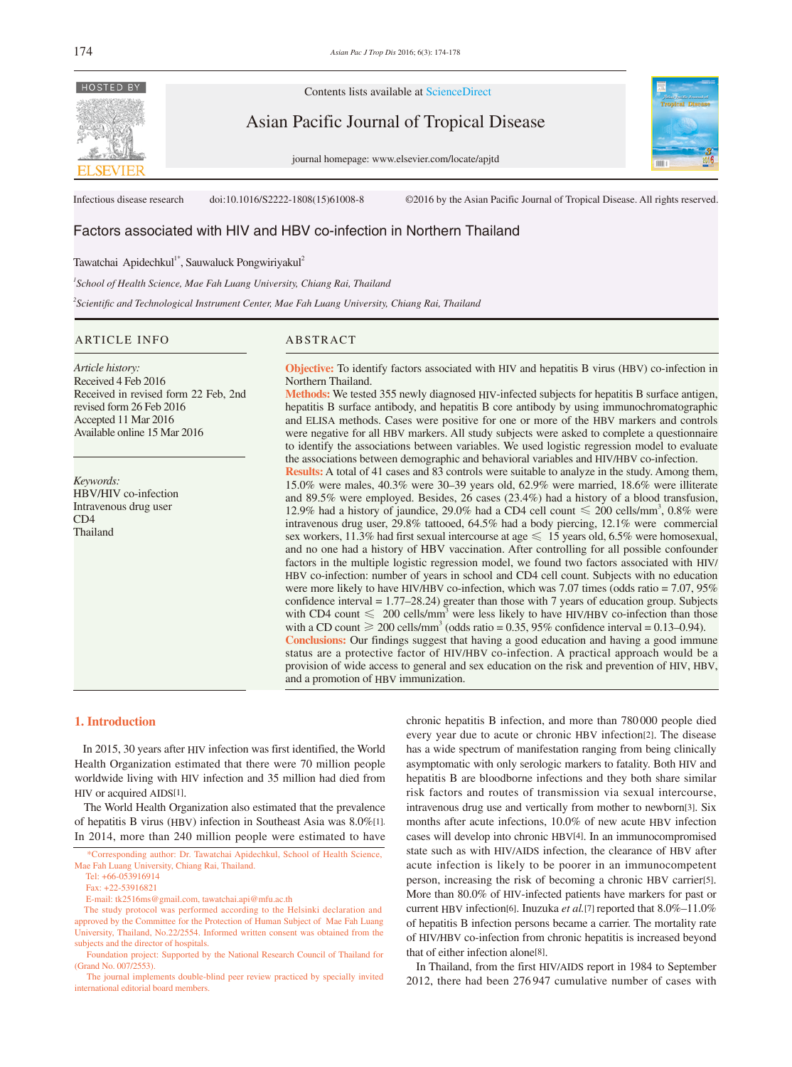Infectious disease research doi:10.1016/S2222-1808(15)61008-8 ©2016 by the Asian Pacific Journal of Tropical Disease. All rights reserved.

# Factors associated with HIV and HBV co-infection in Northern Thailand

Tawatchai Apidechkul[1*], Sauwaluck Pongwiriyakul[2]

[1]School of Health Science, Mae Fah Luang University, Chiang Rai, Thailand

[2]Scientific and Technological Instrument Center, Mae Fah Luang University, Chiang Rai, Thailand

## ARTICLE INFO

*Article history:*
Received 4 Feb 2016
Received in revised form 22 Feb, 2nd revised form 26 Feb 2016
Accepted 11 Mar 2016
Available online 15 Mar 2016

*Keywords:*
HBV/HIV co-infection
Intravenous drug user
CD4
Thailand

## ABSTRACT

**Objective:** To identify factors associated with HIV and hepatitis B virus (HBV) co-infection in Northern Thailand.

**Methods:** We tested 355 newly diagnosed HIV-infected subjects for hepatitis B surface antigen, hepatitis B surface antibody, and hepatitis B core antibody by using immunochromatographic and ELISA methods. Cases were positive for one or more of the HBV markers and controls were negative for all HBV markers. All study subjects were asked to complete a questionnaire to identify the associations between variables. We used logistic regression model to evaluate the associations between demographic and behavioral variables and HIV/HBV co-infection.

**Results:** A total of 41 cases and 83 controls were suitable to analyze in the study. Among them, 15.0% were males, 40.3% were 30–39 years old, 62.9% were married, 18.6% were illiterate and 89.5% were employed. Besides, 26 cases (23.4%) had a history of a blood transfusion, 12.9% had a history of jaundice, 29.0% had a CD4 cell count $\leqslant$ 200 cells/mm$^3$, 0.8% were intravenous drug user, 29.8% tattooed, 64.5% had a body piercing, 12.1% were commercial sex workers, 11.3% had first sexual intercourse at age $\leqslant$ 15 years old, 6.5% were homosexual, and no one had a history of HBV vaccination. After controlling for all possible confounder factors in the multiple logistic regression model, we found two factors associated with HIV/HBV co-infection: number of years in school and CD4 cell count. Subjects with no education were more likely to have HIV/HBV co-infection, which was 7.07 times (odds ratio = 7.07, 95% confidence interval = 1.77–28.24) greater than those with 7 years of education group. Subjects with CD4 count $\leqslant$ 200 cells/mm$^3$ were less likely to have HIV/HBV co-infection than those with a CD count $\geqslant$ 200 cells/mm$^3$ (odds ratio = 0.35, 95% confidence interval = 0.13–0.94).

**Conclusions:** Our findings suggest that having a good education and having a good immune status are a protective factor of HIV/HBV co-infection. A practical approach would be a provision of wide access to general and sex education on the risk and prevention of HIV, HBV, and a promotion of HBV immunization.

## 1. Introduction

In 2015, 30 years after HIV infection was first identified, the World Health Organization estimated that there were 70 million people worldwide living with HIV infection and 35 million had died from HIV or acquired AIDS[1].

The World Health Organization also estimated that the prevalence of hepatitis B virus (HBV) infection in Southeast Asia was 8.0%[1]. In 2014, more than 240 million people were estimated to have chronic hepatitis B infection, and more than 780 000 people died every year due to acute or chronic HBV infection[2]. The disease has a wide spectrum of manifestation ranging from being clinically asymptomatic with only serologic markers to fatality. Both HIV and hepatitis B are bloodborne infections and they both share similar risk factors and routes of transmission via sexual intercourse, intravenous drug use and vertically from mother to newborn[3]. Six months after acute infections, 10.0% of new acute HBV infection cases will develop into chronic HBV[4]. In an immunocompromised state such as with HIV/AIDS infection, the clearance of HBV after acute infection is likely to be poorer in an immunocompetent person, increasing the risk of becoming a chronic HBV carrier[5]. More than 80.0% of HIV-infected patients have markers for past or current HBV infection[6]. Inuzuka *et al.*[7] reported that 8.0%–11.0% of hepatitis B infection persons became a carrier. The mortality rate of HIV/HBV co-infection from chronic hepatitis is increased beyond that of either infection alone[8].

In Thailand, from the first HIV/AIDS report in 1984 to September 2012, there had been 276 947 cumulative number of cases with

*Corresponding author: Dr. Tawatchai Apidechkul, School of Health Science, Mae Fah Luang University, Chiang Rai, Thailand.
Tel: +66-053916914
Fax: +22-53916821
E-mail: tk2516ms@gmail.com, tawatchai.api@mfu.ac.th

The study protocol was performed according to the Helsinki declaration and approved by the Committee for the Protection of Human Subject of Mae Fah Luang University, Thailand, No.22/2554. Informed written consent was obtained from the subjects and the director of hospitals.

Foundation project: Supported by the National Research Council of Thailand for (Grand No. 007/2553).

The journal implements double-blind peer review practiced by specially invited international editorial board members.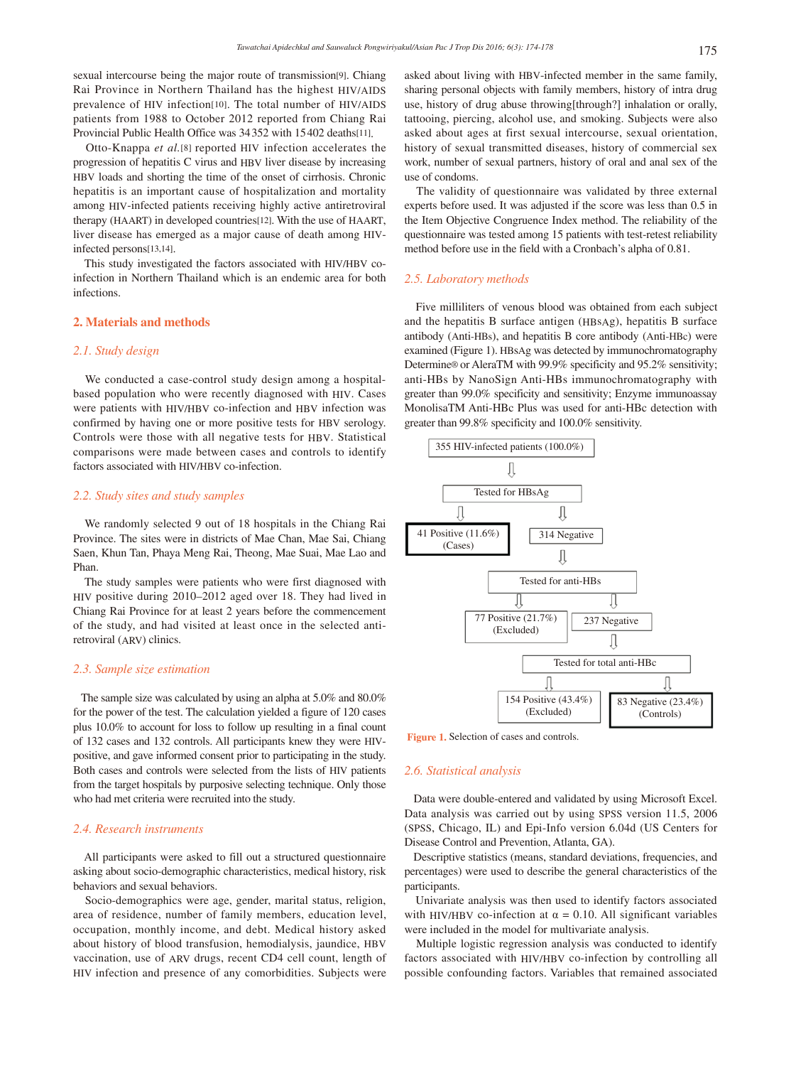sexual intercourse being the major route of transmission[9]. Chiang Rai Province in Northern Thailand has the highest HIV/AIDS prevalence of HIV infection[10]. The total number of HIV/AIDS patients from 1988 to October 2012 reported from Chiang Rai Provincial Public Health Office was 34 352 with 15 402 deaths[11].

Otto-Knappa *et al.*[8] reported HIV infection accelerates the progression of hepatitis C virus and HBV liver disease by increasing HBV loads and shorting the time of the onset of cirrhosis. Chronic hepatitis is an important cause of hospitalization and mortality among HIV-infected patients receiving highly active antiretroviral therapy (HAART) in developed countries[12]. With the use of HAART, liver disease has emerged as a major cause of death among HIV-infected persons[13,14].

This study investigated the factors associated with HIV/HBV co-infection in Northern Thailand which is an endemic area for both infections.

## 2. Materials and methods

### 2.1. Study design

We conducted a case-control study design among a hospital-based population who were recently diagnosed with HIV. Cases were patients with HIV/HBV co-infection and HBV infection was confirmed by having one or more positive tests for HBV serology. Controls were those with all negative tests for HBV. Statistical comparisons were made between cases and controls to identify factors associated with HIV/HBV co-infection.

### 2.2. Study sites and study samples

We randomly selected 9 out of 18 hospitals in the Chiang Rai Province. The sites were in districts of Mae Chan, Mae Sai, Chiang Saen, Khun Tan, Phaya Meng Rai, Theong, Mae Suai, Mae Lao and Phan.

The study samples were patients who were first diagnosed with HIV positive during 2010–2012 aged over 18. They had lived in Chiang Rai Province for at least 2 years before the commencement of the study, and had visited at least once in the selected anti-retroviral (ARV) clinics.

### 2.3. Sample size estimation

The sample size was calculated by using an alpha at 5.0% and 80.0% for the power of the test. The calculation yielded a figure of 120 cases plus 10.0% to account for loss to follow up resulting in a final count of 132 cases and 132 controls. All participants knew they were HIV-positive, and gave informed consent prior to participating in the study. Both cases and controls were selected from the lists of HIV patients from the target hospitals by purposive selecting technique. Only those who had met criteria were recruited into the study.

### 2.4. Research instruments

All participants were asked to fill out a structured questionnaire asking about socio-demographic characteristics, medical history, risk behaviors and sexual behaviors.

Socio-demographics were age, gender, marital status, religion, area of residence, number of family members, education level, occupation, monthly income, and debt. Medical history asked about history of blood transfusion, hemodialysis, jaundice, HBV vaccination, use of ARV drugs, recent CD4 cell count, length of HIV infection and presence of any comorbidities. Subjects were asked about living with HBV-infected member in the same family, sharing personal objects with family members, history of intra drug use, history of drug abuse throwing[through?] inhalation or orally, tattooing, piercing, alcohol use, and smoking. Subjects were also asked about ages at first sexual intercourse, sexual orientation, history of sexual transmitted diseases, history of commercial sex work, number of sexual partners, history of oral and anal sex of the use of condoms.

The validity of questionnaire was validated by three external experts before used. It was adjusted if the score was less than 0.5 in the Item Objective Congruence Index method. The reliability of the questionnaire was tested among 15 patients with test-retest reliability method before use in the field with a Cronbach's alpha of 0.81.

### 2.5. Laboratory methods

Five milliliters of venous blood was obtained from each subject and the hepatitis B surface antigen (HBsAg), hepatitis B surface antibody (Anti-HBs), and hepatitis B core antibody (Anti-HBc) were examined (Figure 1). HBsAg was detected by immunochromatography Determine® or AleraTM with 99.9% specificity and 95.2% sensitivity; anti-HBs by NanoSign Anti-HBs immunochromatography with greater than 99.0% specificity and sensitivity; Enzyme immunoassay MonolisaTM Anti-HBc Plus was used for anti-HBc detection with greater than 99.8% specificity and 100.0% sensitivity.

355 HIV-infected patients (100.0%) → Tested for HBsAg → 41 Positive (11.6%) (Cases); 314 Negative → Tested for anti-HBs → 77 Positive (21.7%) (Excluded); 237 Negative → Tested for total anti-HBc → 154 Positive (43.4%) (Excluded); 83 Negative (23.4%) (Controls)

**Figure 1.** Selection of cases and controls.

### 2.6. Statistical analysis

Data were double-entered and validated by using Microsoft Excel. Data analysis was carried out by using SPSS version 11.5, 2006 (SPSS, Chicago, IL) and Epi-Info version 6.04d (US Centers for Disease Control and Prevention, Atlanta, GA).

Descriptive statistics (means, standard deviations, frequencies, and percentages) were used to describe the general characteristics of the participants.

Univariate analysis was then used to identify factors associated with HIV/HBV co-infection at $\alpha = 0.10$. All significant variables were included in the model for multivariate analysis.

Multiple logistic regression analysis was conducted to identify factors associated with HIV/HBV co-infection by controlling all possible confounding factors. Variables that remained associated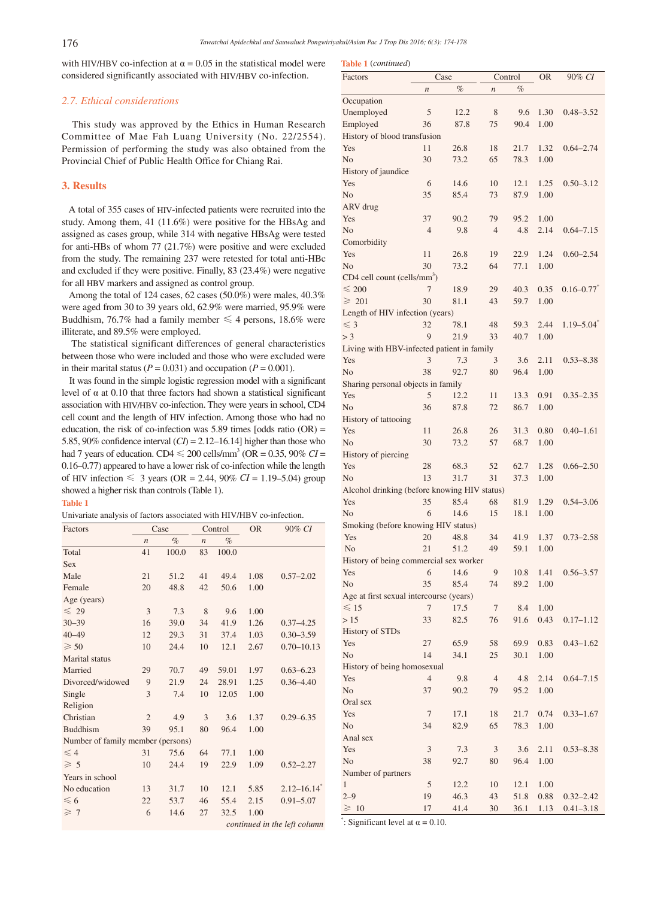with HIV/HBV co-infection at α = 0.05 in the statistical model were considered significantly associated with HIV/HBV co-infection.

### 2.7. Ethical considerations

This study was approved by the Ethics in Human Research Committee of Mae Fah Luang University (No. 22/2554). Permission of performing the study was also obtained from the Provincial Chief of Public Health Office for Chiang Rai.

## 3. Results

A total of 355 cases of HIV-infected patients were recruited into the study. Among them, 41 (11.6%) were positive for the HBsAg and assigned as cases group, while 314 with negative HBsAg were tested for anti-HBs of whom 77 (21.7%) were positive and were excluded from the study. The remaining 237 were retested for total anti-HBc and excluded if they were positive. Finally, 83 (23.4%) were negative for all HBV markers and assigned as control group.

Among the total of 124 cases, 62 cases (50.0%) were males, 40.3% were aged from 30 to 39 years old, 62.9% were married, 95.9% were Buddhism, 76.7% had a family member ≤ 4 persons, 18.6% were illiterate, and 89.5% were employed.

The statistical significant differences of general characteristics between those who were included and those who were excluded were in their marital status ($P = 0.031$) and occupation ($P = 0.001$).

It was found in the simple logistic regression model with a significant level of α at 0.10 that three factors had shown a statistical significant association with HIV/HBV co-infection. They were years in school, CD4 cell count and the length of HIV infection. Among those who had no education, the risk of co-infection was 5.89 times [odds ratio (OR) = 5.85, 90% confidence interval (*CI*) = 2.12–16.14] higher than those who had 7 years of education. CD4 ≤ 200 cells/mm$^3$ (OR = 0.35, 90% *CI* = 0.16–0.77) appeared to have a lower risk of co-infection while the length of HIV infection ≤ 3 years (OR = 2.44, 90% *CI* = 1.19–5.04) group showed a higher risk than controls (Table 1).

**Table 1**

Univariate analysis of factors associated with HIV/HBV co-infection.

| Factors | Case | | Control | | OR | 90% *CI* |
|---|---|---|---|---|---|---|
| | *n* | % | *n* | % | | |
| Total | 41 | 100.0 | 83 | 100.0 | | |
| Sex | | | | | | |
| Male | 21 | 51.2 | 41 | 49.4 | 1.08 | 0.57–2.02 |
| Female | 20 | 48.8 | 42 | 50.6 | 1.00 | |
| Age (years) | | | | | | |
| ≤ 29 | 3 | 7.3 | 8 | 9.6 | 1.00 | |
| 30–39 | 16 | 39.0 | 34 | 41.9 | 1.26 | 0.37–4.25 |
| 40–49 | 12 | 29.3 | 31 | 37.4 | 1.03 | 0.30–3.59 |
| ≥ 50 | 10 | 24.4 | 10 | 12.1 | 2.67 | 0.70–10.13 |
| Marital status | | | | | | |
| Married | 29 | 70.7 | 49 | 59.01 | 1.97 | 0.63–6.23 |
| Divorced/widowed | 9 | 21.9 | 24 | 28.91 | 1.25 | 0.36–4.40 |
| Single | 3 | 7.4 | 10 | 12.05 | 1.00 | |
| Religion | | | | | | |
| Christian | 2 | 4.9 | 3 | 3.6 | 1.37 | 0.29–6.35 |
| Buddhism | 39 | 95.1 | 80 | 96.4 | 1.00 | |
| Number of family member (persons) | | | | | | |
| ≤ 4 | 31 | 75.6 | 64 | 77.1 | 1.00 | |
| ≥ 5 | 10 | 24.4 | 19 | 22.9 | 1.09 | 0.52–2.27 |
| Years in school | | | | | | |
| No education | 13 | 31.7 | 10 | 12.1 | 5.85 | 2.12–16.14* |
| ≤ 6 | 22 | 53.7 | 46 | 55.4 | 2.15 | 0.91–5.07 |
| ≥ 7 | 6 | 14.6 | 27 | 32.5 | 1.00 | |
| Occupation | | | | | | |
| Unemployed | 5 | 12.2 | 8 | 9.6 | 1.30 | 0.48–3.52 |
| Employed | 36 | 87.8 | 75 | 90.4 | 1.00 | |
| History of blood transfusion | | | | | | |
| Yes | 11 | 26.8 | 18 | 21.7 | 1.32 | 0.64–2.74 |
| No | 30 | 73.2 | 65 | 78.3 | 1.00 | |
| History of jaundice | | | | | | |
| Yes | 6 | 14.6 | 10 | 12.1 | 1.25 | 0.50–3.12 |
| No | 35 | 85.4 | 73 | 87.9 | 1.00 | |
| ARV drug | | | | | | |
| Yes | 37 | 90.2 | 79 | 95.2 | 1.00 | |
| No | 4 | 9.8 | 4 | 4.8 | 2.14 | 0.64–7.15 |
| Comorbidity | | | | | | |
| Yes | 11 | 26.8 | 19 | 22.9 | 1.24 | 0.60–2.54 |
| No | 30 | 73.2 | 64 | 77.1 | 1.00 | |
| CD4 cell count (cells/mm$^3$) | | | | | | |
| ≤ 200 | 7 | 18.9 | 29 | 40.3 | 0.35 | 0.16–0.77* |
| ≥ 201 | 30 | 81.1 | 43 | 59.7 | 1.00 | |
| Length of HIV infection (years) | | | | | | |
| ≤ 3 | 32 | 78.1 | 48 | 59.3 | 2.44 | 1.19–5.04* |
| > 3 | 9 | 21.9 | 33 | 40.7 | 1.00 | |
| Living with HBV-infected patient in family | | | | | | |
| Yes | 3 | 7.3 | 3 | 3.6 | 2.11 | 0.53–8.38 |
| No | 38 | 92.7 | 80 | 96.4 | 1.00 | |
| Sharing personal objects in family | | | | | | |
| Yes | 5 | 12.2 | 11 | 13.3 | 0.91 | 0.35–2.35 |
| No | 36 | 87.8 | 72 | 86.7 | 1.00 | |
| History of tattooing | | | | | | |
| Yes | 11 | 26.8 | 26 | 31.3 | 0.80 | 0.40–1.61 |
| No | 30 | 73.2 | 57 | 68.7 | 1.00 | |
| History of piercing | | | | | | |
| Yes | 28 | 68.3 | 52 | 62.7 | 1.28 | 0.66–2.50 |
| No | 13 | 31.7 | 31 | 37.3 | 1.00 | |
| Alcohol drinking (before knowing HIV status) | | | | | | |
| Yes | 35 | 85.4 | 68 | 81.9 | 1.29 | 0.54–3.06 |
| No | 6 | 14.6 | 15 | 18.1 | 1.00 | |
| Smoking (before knowing HIV status) | | | | | | |
| Yes | 20 | 48.8 | 34 | 41.9 | 1.37 | 0.73–2.58 |
| No | 21 | 51.2 | 49 | 59.1 | 1.00 | |
| History of being commercial sex worker | | | | | | |
| Yes | 6 | 14.6 | 9 | 10.8 | 1.41 | 0.56–3.57 |
| No | 35 | 85.4 | 74 | 89.2 | 1.00 | |
| Age at first sexual intercourse (years) | | | | | | |
| ≤ 15 | 7 | 17.5 | 7 | 8.4 | 1.00 | |
| > 15 | 33 | 82.5 | 76 | 91.6 | 0.43 | 0.17–1.12 |
| History of STDs | | | | | | |
| Yes | 27 | 65.9 | 58 | 69.9 | 0.83 | 0.43–1.62 |
| No | 14 | 34.1 | 25 | 30.1 | 1.00 | |
| History of being homosexual | | | | | | |
| Yes | 4 | 9.8 | 4 | 4.8 | 2.14 | 0.64–7.15 |
| No | 37 | 90.2 | 79 | 95.2 | 1.00 | |
| Oral sex | | | | | | |
| Yes | 7 | 17.1 | 18 | 21.7 | 0.74 | 0.33–1.67 |
| No | 34 | 82.9 | 65 | 78.3 | 1.00 | |
| Anal sex | | | | | | |
| Yes | 3 | 7.3 | 3 | 3.6 | 2.11 | 0.53–8.38 |
| No | 38 | 92.7 | 80 | 96.4 | 1.00 | |
| Number of partners | | | | | | |
| 1 | 5 | 12.2 | 10 | 12.1 | 1.00 | |
| 2–9 | 19 | 46.3 | 43 | 51.8 | 0.88 | 0.32–2.42 |
| ≥ 10 | 17 | 41.4 | 30 | 36.1 | 1.13 | 0.41–3.18 |

*: Significant level at α = 0.10.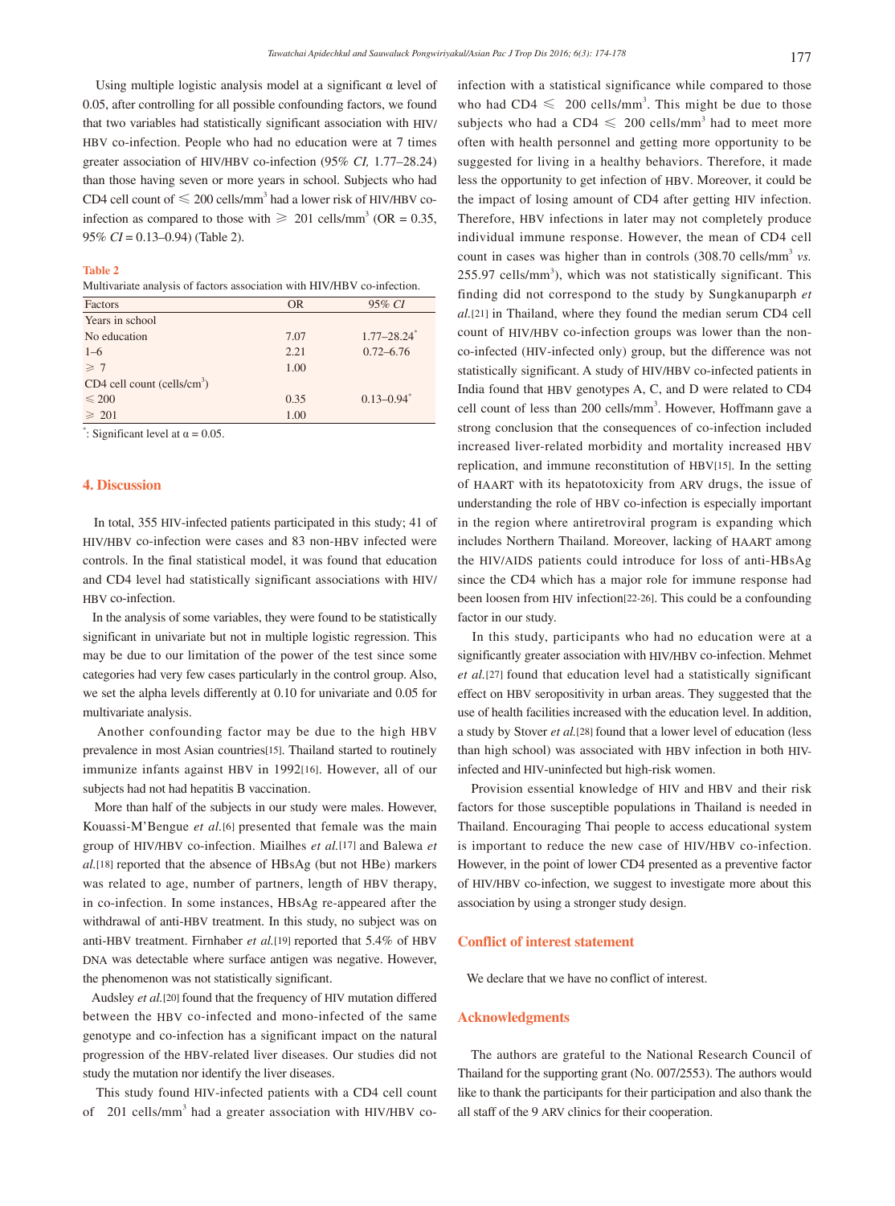Using multiple logistic analysis model at a significant α level of 0.05, after controlling for all possible confounding factors, we found that two variables had statistically significant association with HIV/HBV co-infection. People who had no education were at 7 times greater association of HIV/HBV co-infection (95% *CI,* 1.77–28.24) than those having seven or more years in school. Subjects who had CD4 cell count of ≤ 200 cells/mm$^3$ had a lower risk of HIV/HBV co-infection as compared to those with ≥ 201 cells/mm$^3$ (OR = 0.35, 95% *CI* = 0.13–0.94) (Table 2).

**Table 2**

Multivariate analysis of factors association with HIV/HBV co-infection.

| Factors | OR | 95% *CI* |
|---|---|---|
| Years in school | | |
| No education | 7.07 | 1.77–28.24* |
| 1–6 | 2.21 | 0.72–6.76 |
| ≥ 7 | 1.00 | |
| CD4 cell count (cells/cm$^3$) | | |
| ≤ 200 | 0.35 | 0.13–0.94* |
| ≥ 201 | 1.00 | |

*: Significant level at α = 0.05.

## 4. Discussion

In total, 355 HIV-infected patients participated in this study; 41 of HIV/HBV co-infection were cases and 83 non-HBV infected were controls. In the final statistical model, it was found that education and CD4 level had statistically significant associations with HIV/HBV co-infection.

In the analysis of some variables, they were found to be statistically significant in univariate but not in multiple logistic regression. This may be due to our limitation of the power of the test since some categories had very few cases particularly in the control group. Also, we set the alpha levels differently at 0.10 for univariate and 0.05 for multivariate analysis.

Another confounding factor may be due to the high HBV prevalence in most Asian countries[15]. Thailand started to routinely immunize infants against HBV in 1992[16]. However, all of our subjects had not had hepatitis B vaccination.

More than half of the subjects in our study were males. However, Kouassi-M'Bengue *et al.*[6] presented that female was the main group of HIV/HBV co-infection. Miailhes *et al.*[17] and Balewa *et al.*[18] reported that the absence of HBsAg (but not HBe) markers was related to age, number of partners, length of HBV therapy, in co-infection. In some instances, HBsAg re-appeared after the withdrawal of anti-HBV treatment. In this study, no subject was on anti-HBV treatment. Firnhaber *et al.*[19] reported that 5.4% of HBV DNA was detectable where surface antigen was negative. However, the phenomenon was not statistically significant.

Audsley *et al.*[20] found that the frequency of HIV mutation differed between the HBV co-infected and mono-infected of the same genotype and co-infection has a significant impact on the natural progression of the HBV-related liver diseases. Our studies did not study the mutation nor identify the liver diseases.

This study found HIV-infected patients with a CD4 cell count of 201 cells/mm$^3$ had a greater association with HIV/HBV co-infection with a statistical significance while compared to those who had CD4 ≤ 200 cells/mm$^3$. This might be due to those subjects who had a CD4 ≤ 200 cells/mm$^3$ had to meet more often with health personnel and getting more opportunity to be suggested for living in a healthy behaviors. Therefore, it made less the opportunity to get infection of HBV. Moreover, it could be the impact of losing amount of CD4 after getting HIV infection. Therefore, HBV infections in later may not completely produce individual immune response. However, the mean of CD4 cell count in cases was higher than in controls (308.70 cells/mm$^3$ *vs.* 255.97 cells/mm$^3$), which was not statistically significant. This finding did not correspond to the study by Sungkanuparph *et al.*[21] in Thailand, where they found the median serum CD4 cell count of HIV/HBV co-infection groups was lower than the non-co-infected (HIV-infected only) group, but the difference was not statistically significant. A study of HIV/HBV co-infected patients in India found that HBV genotypes A, C, and D were related to CD4 cell count of less than 200 cells/mm$^3$. However, Hoffmann gave a strong conclusion that the consequences of co-infection included increased liver-related morbidity and mortality increased HBV replication, and immune reconstitution of HBV[15]. In the setting of HAART with its hepatotoxicity from ARV drugs, the issue of understanding the role of HBV co-infection is especially important in the region where antiretroviral program is expanding which includes Northern Thailand. Moreover, lacking of HAART among the HIV/AIDS patients could introduce for loss of anti-HBsAg since the CD4 which has a major role for immune response had been loosen from HIV infection[22-26]. This could be a confounding factor in our study.

In this study, participants who had no education were at a significantly greater association with HIV/HBV co-infection. Mehmet *et al.*[27] found that education level had a statistically significant effect on HBV seropositivity in urban areas. They suggested that the use of health facilities increased with the education level. In addition, a study by Stover *et al.*[28] found that a lower level of education (less than high school) was associated with HBV infection in both HIV-infected and HIV-uninfected but high-risk women.

Provision essential knowledge of HIV and HBV and their risk factors for those susceptible populations in Thailand is needed in Thailand. Encouraging Thai people to access educational system is important to reduce the new case of HIV/HBV co-infection. However, in the point of lower CD4 presented as a preventive factor of HIV/HBV co-infection, we suggest to investigate more about this association by using a stronger study design.

## Conflict of interest statement

We declare that we have no conflict of interest.

## Acknowledgments

The authors are grateful to the National Research Council of Thailand for the supporting grant (No. 007/2553). The authors would like to thank the participants for their participation and also thank the all staff of the 9 ARV clinics for their cooperation.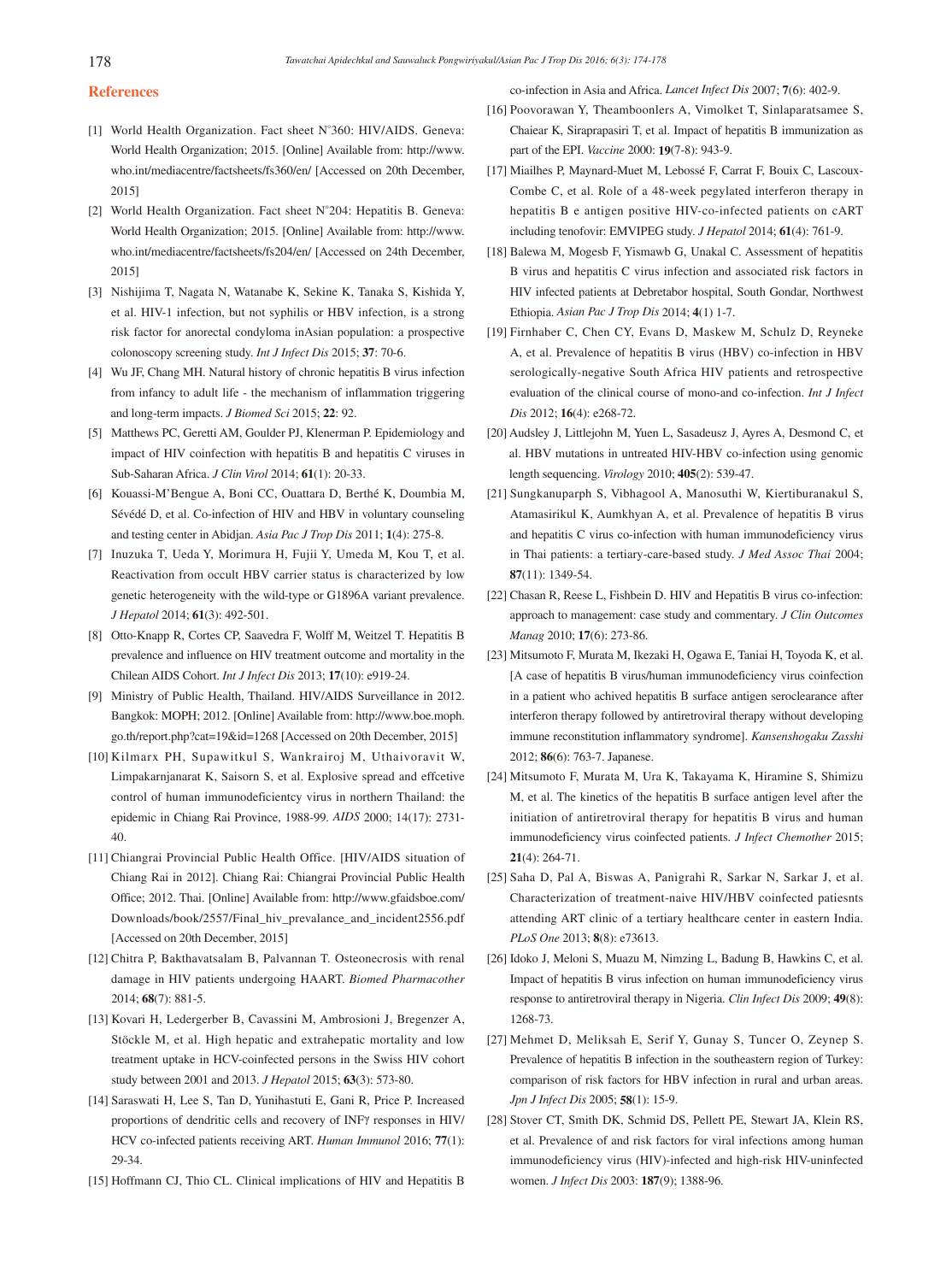## References

[1] World Health Organization. Fact sheet N°360: HIV/AIDS. Geneva: World Health Organization; 2015. [Online] Available from: http://www.who.int/mediacentre/factsheets/fs360/en/ [Accessed on 20th December, 2015]

[2] World Health Organization. Fact sheet N°204: Hepatitis B. Geneva: World Health Organization; 2015. [Online] Available from: http://www.who.int/mediacentre/factsheets/fs204/en/ [Accessed on 24th December, 2015]

[3] Nishijima T, Nagata N, Watanabe K, Sekine K, Tanaka S, Kishida Y, et al. HIV-1 infection, but not syphilis or HBV infection, is a strong risk factor for anorectal condyloma inAsian population: a prospective colonoscopy screening study. *Int J Infect Dis* 2015; **37**: 70-6.

[4] Wu JF, Chang MH. Natural history of chronic hepatitis B virus infection from infancy to adult life - the mechanism of inflammation triggering and long-term impacts. *J Biomed Sci* 2015; **22**: 92.

[5] Matthews PC, Geretti AM, Goulder PJ, Klenerman P. Epidemiology and impact of HIV coinfection with hepatitis B and hepatitis C viruses in Sub-Saharan Africa. *J Clin Virol* 2014; **61**(1): 20-33.

[6] Kouassi-M'Bengue A, Boni CC, Ouattara D, Berthé K, Doumbia M, Sévédé D, et al. Co-infection of HIV and HBV in voluntary counseling and testing center in Abidjan. *Asia Pac J Trop Dis* 2011; **1**(4): 275-8.

[7] Inuzuka T, Ueda Y, Morimura H, Fujii Y, Umeda M, Kou T, et al. Reactivation from occult HBV carrier status is characterized by low genetic heterogeneity with the wild-type or G1896A variant prevalence. *J Hepatol* 2014; **61**(3): 492-501.

[8] Otto-Knapp R, Cortes CP, Saavedra F, Wolff M, Weitzel T. Hepatitis B prevalence and influence on HIV treatment outcome and mortality in the Chilean AIDS Cohort. *Int J Infect Dis* 2013; **17**(10): e919-24.

[9] Ministry of Public Health, Thailand. HIV/AIDS Surveillance in 2012. Bangkok: MOPH; 2012. [Online] Available from: http://www.boe.moph.go.th/report.php?cat=19&id=1268 [Accessed on 20th December, 2015]

[10] Kilmarx PH, Supawitkul S, Wankrairoj M, Uthaivoravit W, Limpakarnjanarat K, Saisorn S, et al. Explosive spread and effcetive control of human immunodeficientcy virus in northern Thailand: the epidemic in Chiang Rai Province, 1988-99. *AIDS* 2000; 14(17): 2731-40.

[11] Chiangrai Provincial Public Health Office. [HIV/AIDS situation of Chiang Rai in 2012]. Chiang Rai: Chiangrai Provincial Public Health Office; 2012. Thai. [Online] Available from: http://www.gfaidsboe.com/Downloads/book/2557/Final_hiv_prevalance_and_incident2556.pdf [Accessed on 20th December, 2015]

[12] Chitra P, Bakthavatsalam B, Palvannan T. Osteonecrosis with renal damage in HIV patients undergoing HAART. *Biomed Pharmacother* 2014; **68**(7): 881-5.

[13] Kovari H, Ledergerber B, Cavassini M, Ambrosioni J, Bregenzer A, Stöckle M, et al. High hepatic and extrahepatic mortality and low treatment uptake in HCV-coinfected persons in the Swiss HIV cohort study between 2001 and 2013. *J Hepatol* 2015; **63**(3): 573-80.

[14] Saraswati H, Lee S, Tan D, Yunihastuti E, Gani R, Price P. Increased proportions of dendritic cells and recovery of INFγ responses in HIV/HCV co-infected patients receiving ART. *Human Immunol* 2016; **77**(1): 29-34.

[15] Hoffmann CJ, Thio CL. Clinical implications of HIV and Hepatitis B co-infection in Asia and Africa. *Lancet Infect Dis* 2007; **7**(6): 402-9.

[16] Poovorawan Y, Theamboonlers A, Vimolket T, Sinlaparatsamee S, Chaiear K, Siraprapasiri T, et al. Impact of hepatitis B immunization as part of the EPI. *Vaccine* 2000: **19**(7-8): 943-9.

[17] Miailhes P, Maynard-Muet M, Lebossé F, Carrat F, Bouix C, Lascoux-Combe C, et al. Role of a 48-week pegylated interferon therapy in hepatitis B e antigen positive HIV-co-infected patients on cART including tenofovir: EMVIPEG study. *J Hepatol* 2014; **61**(4): 761-9.

[18] Balewa M, Mogesb F, Yismawb G, Unakal C. Assessment of hepatitis B virus and hepatitis C virus infection and associated risk factors in HIV infected patients at Debretabor hospital, South Gondar, Northwest Ethiopia. *Asian Pac J Trop Dis* 2014; **4**(1) 1-7.

[19] Firnhaber C, Chen CY, Evans D, Maskew M, Schulz D, Reyneke A, et al. Prevalence of hepatitis B virus (HBV) co-infection in HBV serologically-negative South Africa HIV patients and retrospective evaluation of the clinical course of mono-and co-infection. *Int J Infect Dis* 2012; **16**(4): e268-72.

[20] Audsley J, Littlejohn M, Yuen L, Sasadeusz J, Ayres A, Desmond C, et al. HBV mutations in untreated HIV-HBV co-infection using genomic length sequencing. *Virology* 2010; **405**(2): 539-47.

[21] Sungkanuparph S, Vibhagool A, Manosuthi W, Kiertiburanakul S, Atamasirikul K, Aumkhyan A, et al. Prevalence of hepatitis B virus and hepatitis C virus co-infection with human immunodeficiency virus in Thai patients: a tertiary-care-based study. *J Med Assoc Thai* 2004; **87**(11): 1349-54.

[22] Chasan R, Reese L, Fishbein D. HIV and Hepatitis B virus co-infection: approach to management: case study and commentary. *J Clin Outcomes Manag* 2010; **17**(6): 273-86.

[23] Mitsumoto F, Murata M, Ikezaki H, Ogawa E, Taniai H, Toyoda K, et al. [A case of hepatitis B virus/human immunodeficiency virus coinfection in a patient who achived hepatitis B surface antigen seroclearance after interferon therapy followed by antiretroviral therapy without developing immune reconstitution inflammatory syndrome]. *Kansenshogaku Zasshi* 2012; **86**(6): 763-7. Japanese.

[24] Mitsumoto F, Murata M, Ura K, Takayama K, Hiramine S, Shimizu M, et al. The kinetics of the hepatitis B surface antigen level after the initiation of antiretroviral therapy for hepatitis B virus and human immunodeficiency virus coinfected patients. *J Infect Chemother* 2015; **21**(4): 264-71.

[25] Saha D, Pal A, Biswas A, Panigrahi R, Sarkar N, Sarkar J, et al. Characterization of treatment-naive HIV/HBV coinfected patiesnts attending ART clinic of a tertiary healthcare center in eastern India. *PLoS One* 2013; **8**(8): e73613.

[26] Idoko J, Meloni S, Muazu M, Nimzing L, Badung B, Hawkins C, et al. Impact of hepatitis B virus infection on human immunodeficiency virus response to antiretroviral therapy in Nigeria. *Clin Infect Dis* 2009; **49**(8): 1268-73.

[27] Mehmet D, Meliksah E, Serif Y, Gunay S, Tuncer O, Zeynep S. Prevalence of hepatitis B infection in the southeastern region of Turkey: comparison of risk factors for HBV infection in rural and urban areas. *Jpn J Infect Dis* 2005; **58**(1): 15-9.

[28] Stover CT, Smith DK, Schmid DS, Pellett PE, Stewart JA, Klein RS, et al. Prevalence of and risk factors for viral infections among human immunodeficiency virus (HIV)-infected and high-risk HIV-uninfected women. *J Infect Dis* 2003: **187**(9); 1388-96.